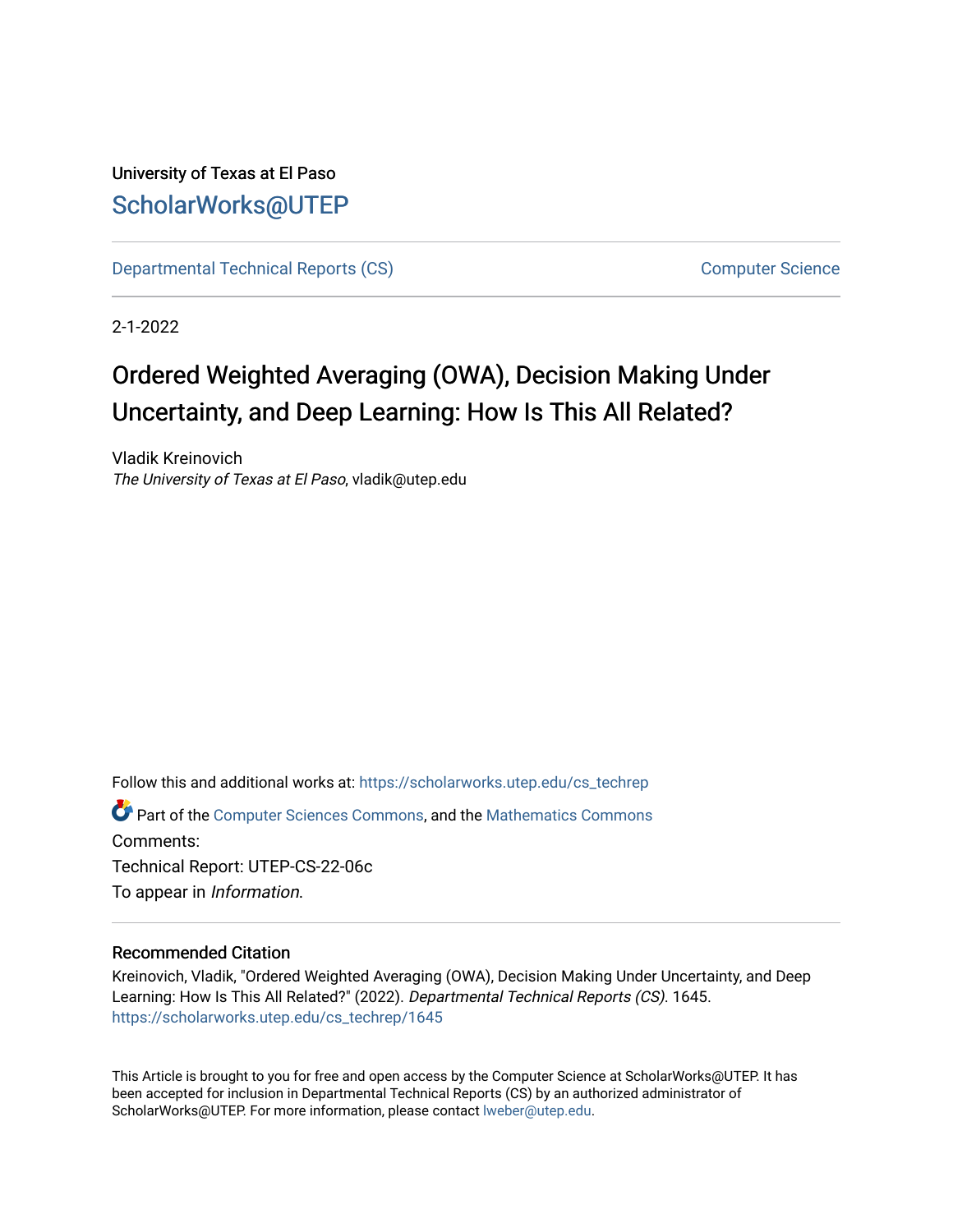University of Texas at El Paso

## ScholarWorks@UTEP

Departmental Technical Reports (CS) — Computer Science

2-1-2022

# Ordered Weighted Averaging (OWA), Decision Making Under Uncertainty, and Deep Learning: How Is This All Related?

Vladik Kreinovich
*The University of Texas at El Paso*, vladik@utep.edu

Follow this and additional works at: https://scholarworks.utep.edu/cs_techrep

Part of the Computer Sciences Commons, and the Mathematics Commons

Comments:

Technical Report: UTEP-CS-22-06c

To appear in *Information*.

### Recommended Citation

Kreinovich, Vladik, "Ordered Weighted Averaging (OWA), Decision Making Under Uncertainty, and Deep Learning: How Is This All Related?" (2022). *Departmental Technical Reports (CS)*. 1645.
https://scholarworks.utep.edu/cs_techrep/1645

This Article is brought to you for free and open access by the Computer Science at ScholarWorks@UTEP. It has been accepted for inclusion in Departmental Technical Reports (CS) by an authorized administrator of ScholarWorks@UTEP. For more information, please contact lweber@utep.edu.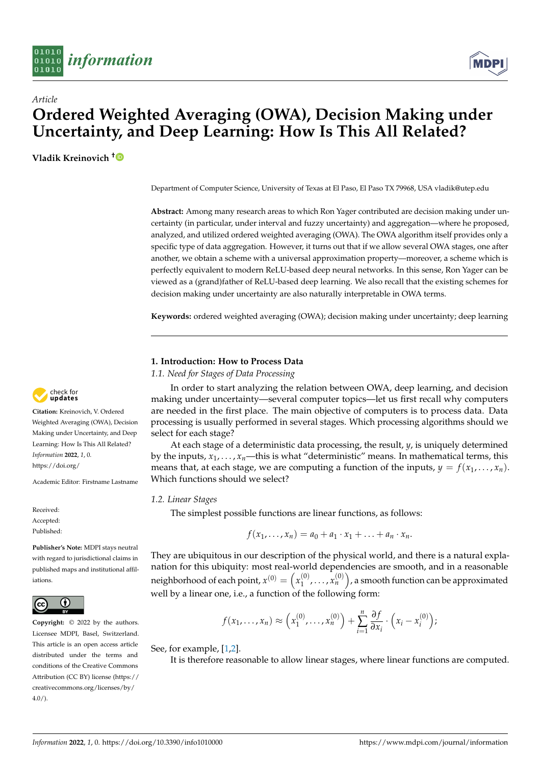# Ordered Weighted Averaging (OWA), Decision Making under Uncertainty, and Deep Learning: How Is This All Related?

**Vladik Kreinovich** †

Department of Computer Science, University of Texas at El Paso, El Paso TX 79968, USA vladik@utep.edu

**Abstract:** Among many research areas to which Ron Yager contributed are decision making under uncertainty (in particular, under interval and fuzzy uncertainty) and aggregation—where he proposed, analyzed, and utilized ordered weighted averaging (OWA). The OWA algorithm itself provides only a specific type of data aggregation. However, it turns out that if we allow several OWA stages, one after another, we obtain a scheme with a universal approximation property—moreover, a scheme which is perfectly equivalent to modern ReLU-based deep neural networks. In this sense, Ron Yager can be viewed as a (grand)father of ReLU-based deep learning. We also recall that the existing schemes for decision making under uncertainty are also naturally interpretable in OWA terms.

**Keywords:** ordered weighted averaging (OWA); decision making under uncertainty; deep learning

**Citation:** Kreinovich, V. Ordered Weighted Averaging (OWA), Decision Making under Uncertainty, and Deep Learning: How Is This All Related? *Information* **2022**, *1*, 0. https://doi.org/

Academic Editor: Firstname Lastname

Received:
Accepted:
Published:

**Publisher's Note:** MDPI stays neutral with regard to jurisdictional claims in published maps and institutional affiliations.

**Copyright:** © 2022 by the authors. Licensee MDPI, Basel, Switzerland. This article is an open access article distributed under the terms and conditions of the Creative Commons Attribution (CC BY) license (https://creativecommons.org/licenses/by/4.0/).

## 1. Introduction: How to Process Data

### 1.1. Need for Stages of Data Processing

In order to start analyzing the relation between OWA, deep learning, and decision making under uncertainty—several computer topics—let us first recall why computers are needed in the first place. The main objective of computers is to process data. Data processing is usually performed in several stages. Which processing algorithms should we select for each stage?

At each stage of a deterministic data processing, the result, $y$, is uniquely determined by the inputs, $x_1, \ldots, x_n$—this is what "deterministic" means. In mathematical terms, this means that, at each stage, we are computing a function of the inputs, $y = f(x_1, \ldots, x_n)$. Which functions should we select?

### 1.2. Linear Stages

The simplest possible functions are linear functions, as follows:

$$f(x_1, \ldots, x_n) = a_0 + a_1 \cdot x_1 + \ldots + a_n \cdot x_n.$$

They are ubiquitous in our description of the physical world, and there is a natural explanation for this ubiquity: most real-world dependencies are smooth, and in a reasonable neighborhood of each point, $x^{(0)} = \left(x_1^{(0)}, \ldots, x_n^{(0)}\right)$, a smooth function can be approximated well by a linear one, i.e., a function of the following form:

$$f(x_1, \ldots, x_n) \approx \left(x_1^{(0)}, \ldots, x_n^{(0)}\right) + \sum_{i=1}^{n} \frac{\partial f}{\partial x_i} \cdot \left(x_i - x_i^{(0)}\right);$$

See, for example, [1,2].

It is therefore reasonable to allow linear stages, where linear functions are computed.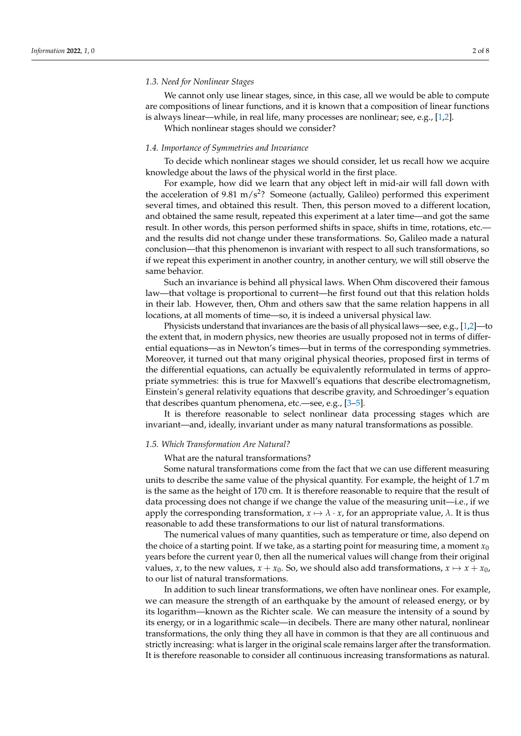### 1.3. Need for Nonlinear Stages

We cannot only use linear stages, since, in this case, all we would be able to compute are compositions of linear functions, and it is known that a composition of linear functions is always linear—while, in real life, many processes are nonlinear; see, e.g., [1,2].

Which nonlinear stages should we consider?

### 1.4. Importance of Symmetries and Invariance

To decide which nonlinear stages we should consider, let us recall how we acquire knowledge about the laws of the physical world in the first place.

For example, how did we learn that any object left in mid-air will fall down with the acceleration of 9.81 m/s$^2$? Someone (actually, Galileo) performed this experiment several times, and obtained this result. Then, this person moved to a different location, and obtained the same result, repeated this experiment at a later time—and got the same result. In other words, this person performed shifts in space, shifts in time, rotations, etc.—and the results did not change under these transformations. So, Galileo made a natural conclusion—that this phenomenon is invariant with respect to all such transformations, so if we repeat this experiment in another country, in another century, we will still observe the same behavior.

Such an invariance is behind all physical laws. When Ohm discovered their famous law—that voltage is proportional to current—he first found out that this relation holds in their lab. However, then, Ohm and others saw that the same relation happens in all locations, at all moments of time—so, it is indeed a universal physical law.

Physicists understand that invariances are the basis of all physical laws—see, e.g., [1,2]—to the extent that, in modern physics, new theories are usually proposed not in terms of differential equations—as in Newton's times—but in terms of the corresponding symmetries. Moreover, it turned out that many original physical theories, proposed first in terms of the differential equations, can actually be equivalently reformulated in terms of appropriate symmetries: this is true for Maxwell's equations that describe electromagnetism, Einstein's general relativity equations that describe gravity, and Schroedinger's equation that describes quantum phenomena, etc.—see, e.g., [3–5].

It is therefore reasonable to select nonlinear data processing stages which are invariant—and, ideally, invariant under as many natural transformations as possible.

### 1.5. Which Transformation Are Natural?

What are the natural transformations?

Some natural transformations come from the fact that we can use different measuring units to describe the same value of the physical quantity. For example, the height of 1.7 m is the same as the height of 170 cm. It is therefore reasonable to require that the result of data processing does not change if we change the value of the measuring unit—i.e., if we apply the corresponding transformation, $x \mapsto \lambda \cdot x$, for an appropriate value, $\lambda$. It is thus reasonable to add these transformations to our list of natural transformations.

The numerical values of many quantities, such as temperature or time, also depend on the choice of a starting point. If we take, as a starting point for measuring time, a moment $x_0$ years before the current year 0, then all the numerical values will change from their original values, $x$, to the new values, $x + x_0$. So, we should also add transformations, $x \mapsto x + x_0$, to our list of natural transformations.

In addition to such linear transformations, we often have nonlinear ones. For example, we can measure the strength of an earthquake by the amount of released energy, or by its logarithm—known as the Richter scale. We can measure the intensity of a sound by its energy, or in a logarithmic scale—in decibels. There are many other natural, nonlinear transformations, the only thing they all have in common is that they are all continuous and strictly increasing: what is larger in the original scale remains larger after the transformation. It is therefore reasonable to consider all continuous increasing transformations as natural.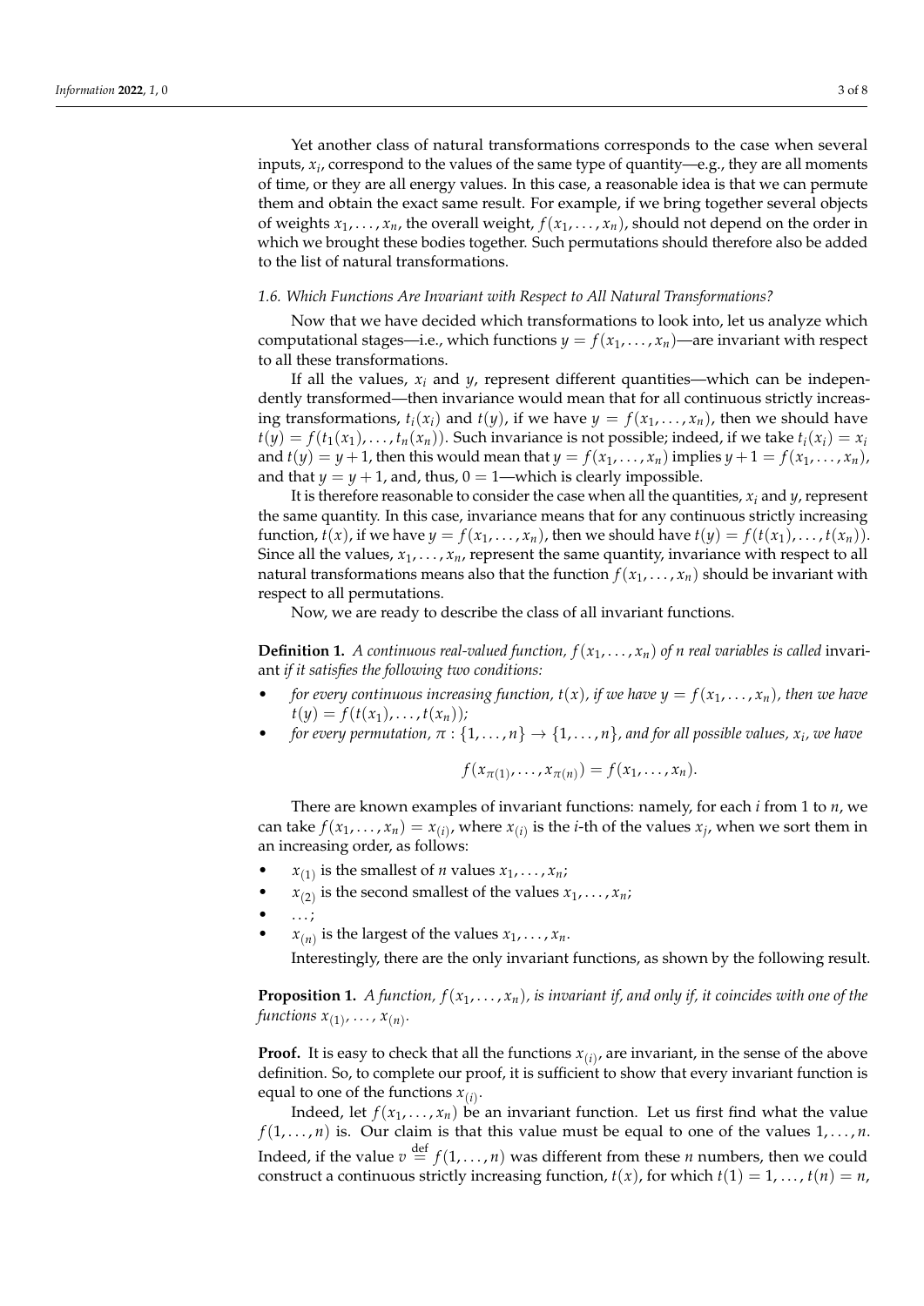Yet another class of natural transformations corresponds to the case when several inputs, $x_i$, correspond to the values of the same type of quantity—e.g., they are all moments of time, or they are all energy values. In this case, a reasonable idea is that we can permute them and obtain the exact same result. For example, if we bring together several objects of weights $x_1, \ldots, x_n$, the overall weight, $f(x_1, \ldots, x_n)$, should not depend on the order in which we brought these bodies together. Such permutations should therefore also be added to the list of natural transformations.

### *1.6. Which Functions Are Invariant with Respect to All Natural Transformations?*

Now that we have decided which transformations to look into, let us analyze which computational stages—i.e., which functions $y = f(x_1, \ldots, x_n)$—are invariant with respect to all these transformations.

If all the values, $x_i$ and $y$, represent different quantities—which can be independently transformed—then invariance would mean that for all continuous strictly increasing transformations, $t_i(x_i)$ and $t(y)$, if we have $y = f(x_1, \ldots, x_n)$, then we should have $t(y) = f(t_1(x_1), \ldots, t_n(x_n))$. Such invariance is not possible; indeed, if we take $t_i(x_i) = x_i$ and $t(y) = y + 1$, then this would mean that $y = f(x_1, \ldots, x_n)$ implies $y + 1 = f(x_1, \ldots, x_n)$, and that $y = y + 1$, and, thus, $0 = 1$—which is clearly impossible.

It is therefore reasonable to consider the case when all the quantities, $x_i$ and $y$, represent the same quantity. In this case, invariance means that for any continuous strictly increasing function, $t(x)$, if we have $y = f(x_1, \ldots, x_n)$, then we should have $t(y) = f(t(x_1), \ldots, t(x_n))$. Since all the values, $x_1, \ldots, x_n$, represent the same quantity, invariance with respect to all natural transformations means also that the function $f(x_1, \ldots, x_n)$ should be invariant with respect to all permutations.

Now, we are ready to describe the class of all invariant functions.

**Definition 1.** *A continuous real-valued function, $f(x_1, \ldots, x_n)$ of $n$ real variables is called* invariant *if it satisfies the following two conditions:*

- *for every continuous increasing function, $t(x)$, if we have $y = f(x_1, \ldots, x_n)$, then we have $t(y) = f(t(x_1), \ldots, t(x_n))$;*
- *for every permutation, $\pi : \{1, \ldots, n\} \to \{1, \ldots, n\}$, and for all possible values, $x_i$, we have*

$$f(x_{\pi(1)}, \ldots, x_{\pi(n)}) = f(x_1, \ldots, x_n).$$

There are known examples of invariant functions: namely, for each $i$ from 1 to $n$, we can take $f(x_1, \ldots, x_n) = x_{(i)}$, where $x_{(i)}$ is the $i$-th of the values $x_j$, when we sort them in an increasing order, as follows:

- $x_{(1)}$ is the smallest of $n$ values $x_1, \ldots, x_n$;
- $x_{(2)}$ is the second smallest of the values $x_1, \ldots, x_n$;
- $\ldots$;
- $x_{(n)}$ is the largest of the values $x_1, \ldots, x_n$.

Interestingly, there are the only invariant functions, as shown by the following result.

**Proposition 1.** *A function, $f(x_1, \ldots, x_n)$, is invariant if, and only if, it coincides with one of the functions $x_{(1)}, \ldots, x_{(n)}$.*

**Proof.** It is easy to check that all the functions $x_{(i)}$, are invariant, in the sense of the above definition. So, to complete our proof, it is sufficient to show that every invariant function is equal to one of the functions $x_{(i)}$.

Indeed, let $f(x_1, \ldots, x_n)$ be an invariant function. Let us first find what the value $f(1, \ldots, n)$ is. Our claim is that this value must be equal to one of the values $1, \ldots, n$. Indeed, if the value $v \stackrel{\text{def}}{=} f(1, \ldots, n)$ was different from these $n$ numbers, then we could construct a continuous strictly increasing function, $t(x)$, for which $t(1) = 1, \ldots, t(n) = n$,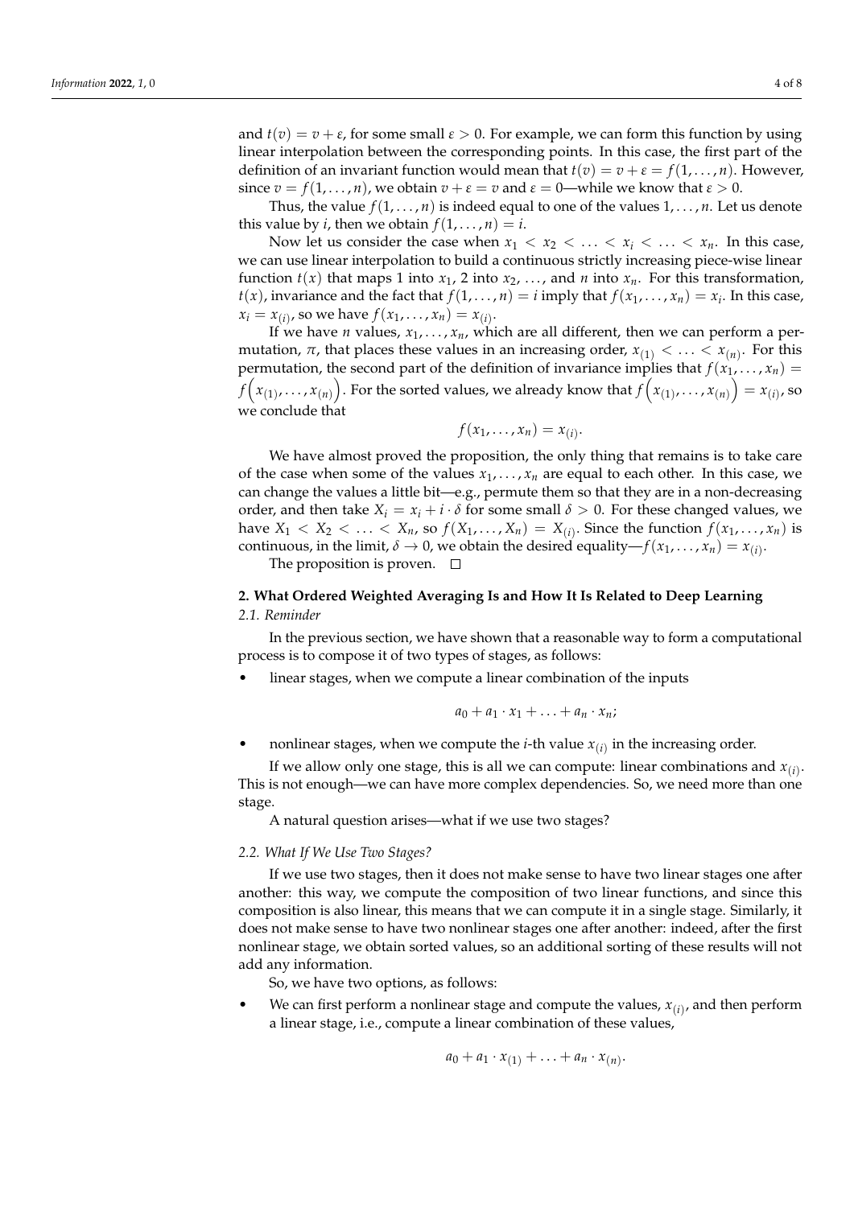and $t(v) = v + \varepsilon$, for some small $\varepsilon > 0$. For example, we can form this function by using linear interpolation between the corresponding points. In this case, the first part of the definition of an invariant function would mean that $t(v) = v + \varepsilon = f(1, \ldots, n)$. However, since $v = f(1, \ldots, n)$, we obtain $v + \varepsilon = v$ and $\varepsilon = 0$—while we know that $\varepsilon > 0$.

Thus, the value $f(1, \ldots, n)$ is indeed equal to one of the values $1, \ldots, n$. Let us denote this value by $i$, then we obtain $f(1, \ldots, n) = i$.

Now let us consider the case when $x_1 < x_2 < \ldots < x_i < \ldots < x_n$. In this case, we can use linear interpolation to build a continuous strictly increasing piece-wise linear function $t(x)$ that maps 1 into $x_1$, 2 into $x_2$, ..., and $n$ into $x_n$. For this transformation, $t(x)$, invariance and the fact that $f(1, \ldots, n) = i$ imply that $f(x_1, \ldots, x_n) = x_i$. In this case, $x_i = x_{(i)}$, so we have $f(x_1, \ldots, x_n) = x_{(i)}$.

If we have $n$ values, $x_1, \ldots, x_n$, which are all different, then we can perform a permutation, $\pi$, that places these values in an increasing order, $x_{(1)} < \ldots < x_{(n)}$. For this permutation, the second part of the definition of invariance implies that $f(x_1, \ldots, x_n) = f\left(x_{(1)}, \ldots, x_{(n)}\right)$. For the sorted values, we already know that $f\left(x_{(1)}, \ldots, x_{(n)}\right) = x_{(i)}$, so we conclude that

$$f(x_1, \ldots, x_n) = x_{(i)}.$$

We have almost proved the proposition, the only thing that remains is to take care of the case when some of the values $x_1, \ldots, x_n$ are equal to each other. In this case, we can change the values a little bit—e.g., permute them so that they are in a non-decreasing order, and then take $X_i = x_i + i \cdot \delta$ for some small $\delta > 0$. For these changed values, we have $X_1 < X_2 < \ldots < X_n$, so $f(X_1, \ldots, X_n) = X_{(i)}$. Since the function $f(x_1, \ldots, x_n)$ is continuous, in the limit, $\delta \to 0$, we obtain the desired equality—$f(x_1, \ldots, x_n) = x_{(i)}$.

The proposition is proven. □

## 2. What Ordered Weighted Averaging Is and How It Is Related to Deep Learning

### 2.1. Reminder

In the previous section, we have shown that a reasonable way to form a computational process is to compose it of two types of stages, as follows:

- linear stages, when we compute a linear combination of the inputs

$$a_0 + a_1 \cdot x_1 + \ldots + a_n \cdot x_n;$$

- nonlinear stages, when we compute the $i$-th value $x_{(i)}$ in the increasing order.

If we allow only one stage, this is all we can compute: linear combinations and $x_{(i)}$. This is not enough—we can have more complex dependencies. So, we need more than one stage.

A natural question arises—what if we use two stages?

### 2.2. What If We Use Two Stages?

If we use two stages, then it does not make sense to have two linear stages one after another: this way, we compute the composition of two linear functions, and since this composition is also linear, this means that we can compute it in a single stage. Similarly, it does not make sense to have two nonlinear stages one after another: indeed, after the first nonlinear stage, we obtain sorted values, so an additional sorting of these results will not add any information.

So, we have two options, as follows:

- We can first perform a nonlinear stage and compute the values, $x_{(i)}$, and then perform a linear stage, i.e., compute a linear combination of these values,

$$a_0 + a_1 \cdot x_{(1)} + \ldots + a_n \cdot x_{(n)}.$$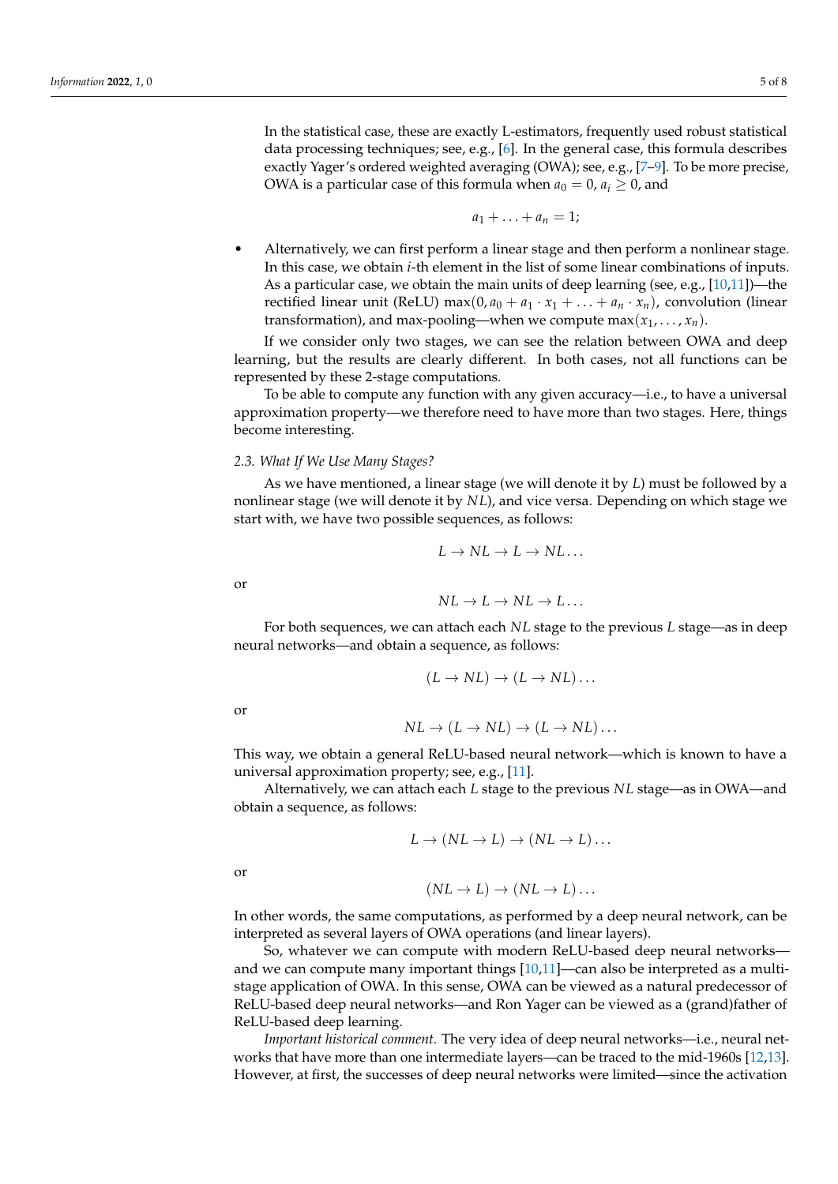In the statistical case, these are exactly L-estimators, frequently used robust statistical data processing techniques; see, e.g., [6]. In the general case, this formula describes exactly Yager's ordered weighted averaging (OWA); see, e.g., [7–9]. To be more precise, OWA is a particular case of this formula when $a_0 = 0$, $a_i \geq 0$, and

$$a_1 + \ldots + a_n = 1;$$

- Alternatively, we can first perform a linear stage and then perform a nonlinear stage. In this case, we obtain $i$-th element in the list of some linear combinations of inputs. As a particular case, we obtain the main units of deep learning (see, e.g., [10,11])—the rectified linear unit (ReLU) $\max(0, a_0 + a_1 \cdot x_1 + \ldots + a_n \cdot x_n)$, convolution (linear transformation), and max-pooling—when we compute $\max(x_1, \ldots, x_n)$.

If we consider only two stages, we can see the relation between OWA and deep learning, but the results are clearly different. In both cases, not all functions can be represented by these 2-stage computations.

To be able to compute any function with any given accuracy—i.e., to have a universal approximation property—we therefore need to have more than two stages. Here, things become interesting.

### 2.3. What If We Use Many Stages?

As we have mentioned, a linear stage (we will denote it by $L$) must be followed by a nonlinear stage (we will denote it by $NL$), and vice versa. Depending on which stage we start with, we have two possible sequences, as follows:

$$L \to NL \to L \to NL \ldots$$

or

$$NL \to L \to NL \to L \ldots$$

For both sequences, we can attach each $NL$ stage to the previous $L$ stage—as in deep neural networks—and obtain a sequence, as follows:

$$(L \to NL) \to (L \to NL) \ldots$$

or

$$NL \to (L \to NL) \to (L \to NL) \ldots$$

This way, we obtain a general ReLU-based neural network—which is known to have a universal approximation property; see, e.g., [11].

Alternatively, we can attach each $L$ stage to the previous $NL$ stage—as in OWA—and obtain a sequence, as follows:

$$L \to (NL \to L) \to (NL \to L) \ldots$$

or

$$(NL \to L) \to (NL \to L) \ldots$$

In other words, the same computations, as performed by a deep neural network, can be interpreted as several layers of OWA operations (and linear layers).

So, whatever we can compute with modern ReLU-based deep neural networks—and we can compute many important things [10,11]—can also be interpreted as a multi-stage application of OWA. In this sense, OWA can be viewed as a natural predecessor of ReLU-based deep neural networks—and Ron Yager can be viewed as a (grand)father of ReLU-based deep learning.

*Important historical comment.* The very idea of deep neural networks—i.e., neural networks that have more than one intermediate layers—can be traced to the mid-1960s [12,13]. However, at first, the successes of deep neural networks were limited—since the activation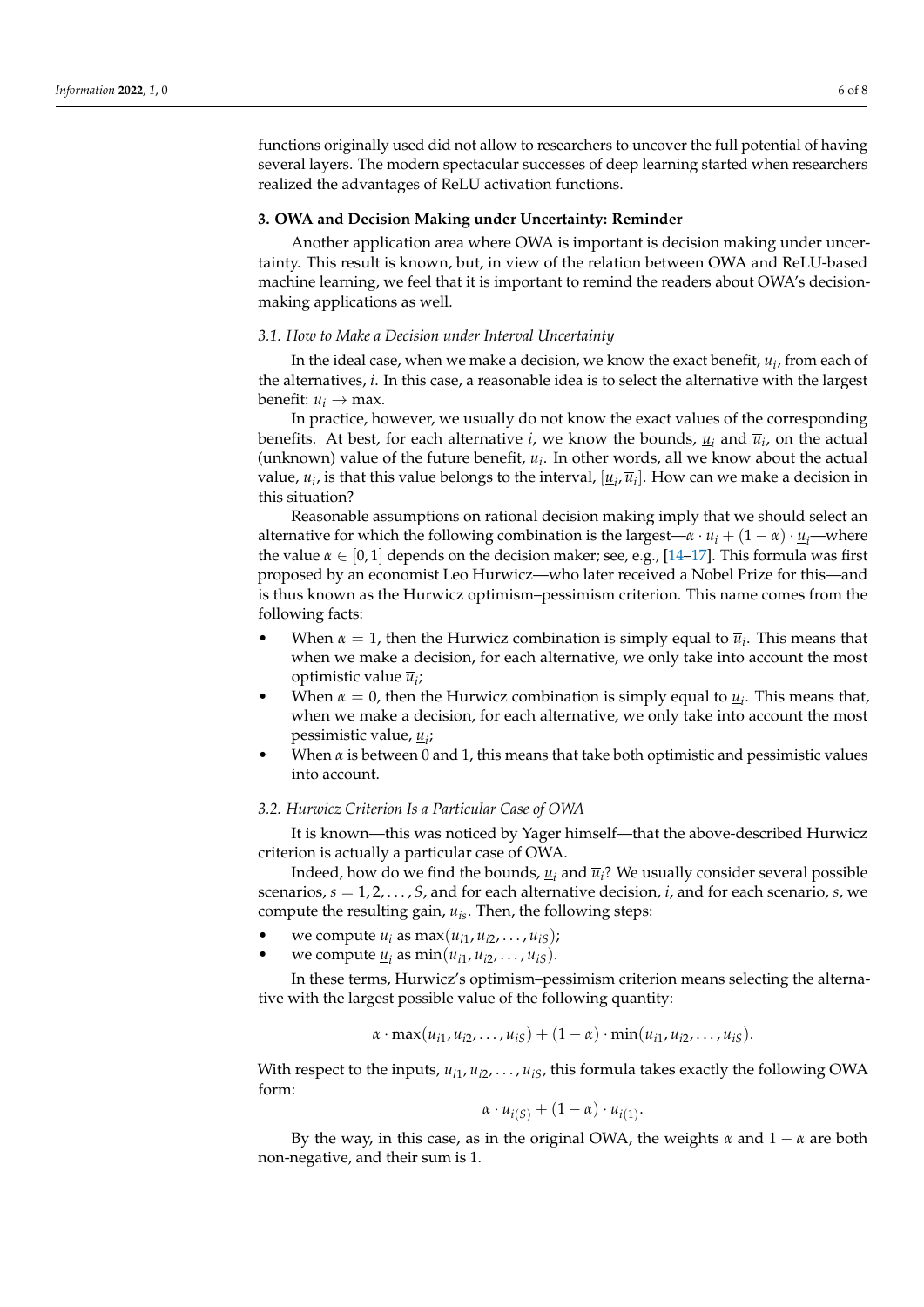functions originally used did not allow to researchers to uncover the full potential of having several layers. The modern spectacular successes of deep learning started when researchers realized the advantages of ReLU activation functions.

## 3. OWA and Decision Making under Uncertainty: Reminder

Another application area where OWA is important is decision making under uncertainty. This result is known, but, in view of the relation between OWA and ReLU-based machine learning, we feel that it is important to remind the readers about OWA's decision-making applications as well.

### *3.1. How to Make a Decision under Interval Uncertainty*

In the ideal case, when we make a decision, we know the exact benefit, $u_i$, from each of the alternatives, $i$. In this case, a reasonable idea is to select the alternative with the largest benefit: $u_i \to \max$.

In practice, however, we usually do not know the exact values of the corresponding benefits. At best, for each alternative $i$, we know the bounds, $\underline{u}_i$ and $\overline{u}_i$, on the actual (unknown) value of the future benefit, $u_i$. In other words, all we know about the actual value, $u_i$, is that this value belongs to the interval, $[\underline{u}_i, \overline{u}_i]$. How can we make a decision in this situation?

Reasonable assumptions on rational decision making imply that we should select an alternative for which the following combination is the largest—$\alpha \cdot \overline{u}_i + (1 - \alpha) \cdot \underline{u}_i$—where the value $\alpha \in [0, 1]$ depends on the decision maker; see, e.g., [14–17]. This formula was first proposed by an economist Leo Hurwicz—who later received a Nobel Prize for this—and is thus known as the Hurwicz optimism–pessimism criterion. This name comes from the following facts:

- When $\alpha = 1$, then the Hurwicz combination is simply equal to $\overline{u}_i$. This means that when we make a decision, for each alternative, we only take into account the most optimistic value $\overline{u}_i$;
- When $\alpha = 0$, then the Hurwicz combination is simply equal to $\underline{u}_i$. This means that, when we make a decision, for each alternative, we only take into account the most pessimistic value, $\underline{u}_i$;
- When $\alpha$ is between 0 and 1, this means that take both optimistic and pessimistic values into account.

### *3.2. Hurwicz Criterion Is a Particular Case of OWA*

It is known—this was noticed by Yager himself—that the above-described Hurwicz criterion is actually a particular case of OWA.

Indeed, how do we find the bounds, $\underline{u}_i$ and $\overline{u}_i$? We usually consider several possible scenarios, $s = 1, 2, \ldots, S$, and for each alternative decision, $i$, and for each scenario, $s$, we compute the resulting gain, $u_{is}$. Then, the following steps:

- we compute $\overline{u}_i$ as $\max(u_{i1}, u_{i2}, \ldots, u_{iS})$;
- we compute $\underline{u}_i$ as $\min(u_{i1}, u_{i2}, \ldots, u_{iS})$.

In these terms, Hurwicz's optimism–pessimism criterion means selecting the alternative with the largest possible value of the following quantity:

$$\alpha \cdot \max(u_{i1}, u_{i2}, \ldots, u_{iS}) + (1 - \alpha) \cdot \min(u_{i1}, u_{i2}, \ldots, u_{iS}).$$

With respect to the inputs, $u_{i1}, u_{i2}, \ldots, u_{iS}$, this formula takes exactly the following OWA form:

$$\alpha \cdot u_{i(S)} + (1 - \alpha) \cdot u_{i(1)}.$$

By the way, in this case, as in the original OWA, the weights $\alpha$ and $1 - \alpha$ are both non-negative, and their sum is 1.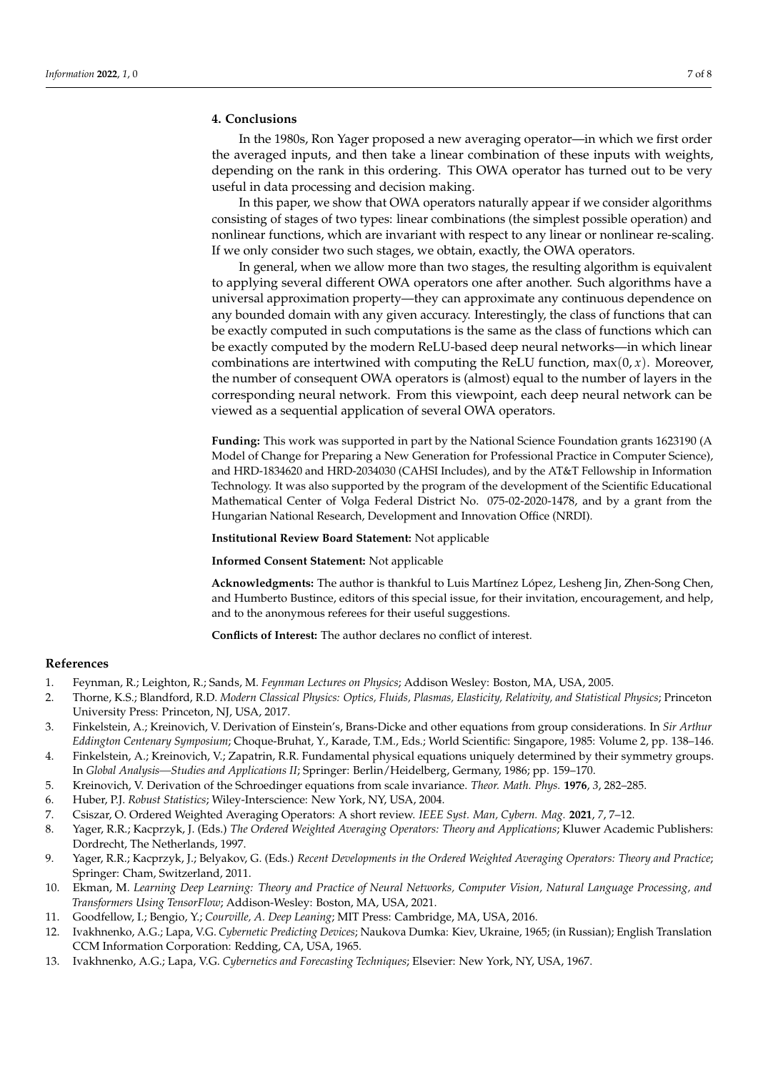## 4. Conclusions

In the 1980s, Ron Yager proposed a new averaging operator—in which we first order the averaged inputs, and then take a linear combination of these inputs with weights, depending on the rank in this ordering. This OWA operator has turned out to be very useful in data processing and decision making.

In this paper, we show that OWA operators naturally appear if we consider algorithms consisting of stages of two types: linear combinations (the simplest possible operation) and nonlinear functions, which are invariant with respect to any linear or nonlinear re-scaling. If we only consider two such stages, we obtain, exactly, the OWA operators.

In general, when we allow more than two stages, the resulting algorithm is equivalent to applying several different OWA operators one after another. Such algorithms have a universal approximation property—they can approximate any continuous dependence on any bounded domain with any given accuracy. Interestingly, the class of functions that can be exactly computed in such computations is the same as the class of functions which can be exactly computed by the modern ReLU-based deep neural networks—in which linear combinations are intertwined with computing the ReLU function, $\max(0, x)$. Moreover, the number of consequent OWA operators is (almost) equal to the number of layers in the corresponding neural network. From this viewpoint, each deep neural network can be viewed as a sequential application of several OWA operators.

**Funding:** This work was supported in part by the National Science Foundation grants 1623190 (A Model of Change for Preparing a New Generation for Professional Practice in Computer Science), and HRD-1834620 and HRD-2034030 (CAHSI Includes), and by the AT&T Fellowship in Information Technology. It was also supported by the program of the development of the Scientific Educational Mathematical Center of Volga Federal District No. 075-02-2020-1478, and by a grant from the Hungarian National Research, Development and Innovation Office (NRDI).

**Institutional Review Board Statement:** Not applicable

**Informed Consent Statement:** Not applicable

**Acknowledgments:** The author is thankful to Luis Martínez López, Lesheng Jin, Zhen-Song Chen, and Humberto Bustince, editors of this special issue, for their invitation, encouragement, and help, and to the anonymous referees for their useful suggestions.

**Conflicts of Interest:** The author declares no conflict of interest.

## References

1. Feynman, R.; Leighton, R.; Sands, M. *Feynman Lectures on Physics*; Addison Wesley: Boston, MA, USA, 2005.
2. Thorne, K.S.; Blandford, R.D. *Modern Classical Physics: Optics, Fluids, Plasmas, Elasticity, Relativity, and Statistical Physics*; Princeton University Press: Princeton, NJ, USA, 2017.
3. Finkelstein, A.; Kreinovich, V. Derivation of Einstein's, Brans-Dicke and other equations from group considerations. In *Sir Arthur Eddington Centenary Symposium*; Choque-Bruhat, Y., Karade, T.M., Eds.; World Scientific: Singapore, 1985: Volume 2, pp. 138–146.
4. Finkelstein, A.; Kreinovich, V.; Zapatrin, R.R. Fundamental physical equations uniquely determined by their symmetry groups. In *Global Analysis—Studies and Applications II*; Springer: Berlin/Heidelberg, Germany, 1986; pp. 159–170.
5. Kreinovich, V. Derivation of the Schroedinger equations from scale invariance. *Theor. Math. Phys.* **1976**, *3*, 282–285.
6. Huber, P.J. *Robust Statistics*; Wiley-Interscience: New York, NY, USA, 2004.
7. Csiszar, O. Ordered Weighted Averaging Operators: A short review. *IEEE Syst. Man, Cybern. Mag.* **2021**, *7*, 7–12.
8. Yager, R.R.; Kacprzyk, J. (Eds.) *The Ordered Weighted Averaging Operators: Theory and Applications*; Kluwer Academic Publishers: Dordrecht, The Netherlands, 1997.
9. Yager, R.R.; Kacprzyk, J.; Belyakov, G. (Eds.) *Recent Developments in the Ordered Weighted Averaging Operators: Theory and Practice*; Springer: Cham, Switzerland, 2011.
10. Ekman, M. *Learning Deep Learning: Theory and Practice of Neural Networks, Computer Vision, Natural Language Processing, and Transformers Using TensorFlow*; Addison-Wesley: Boston, MA, USA, 2021.
11. Goodfellow, I.; Bengio, Y.; *Courville, A. Deep Leaning*; MIT Press: Cambridge, MA, USA, 2016.
12. Ivakhnenko, A.G.; Lapa, V.G. *Cybernetic Predicting Devices*; Naukova Dumka: Kiev, Ukraine, 1965; (in Russian); English Translation CCM Information Corporation: Redding, CA, USA, 1965.
13. Ivakhnenko, A.G.; Lapa, V.G. *Cybernetics and Forecasting Techniques*; Elsevier: New York, NY, USA, 1967.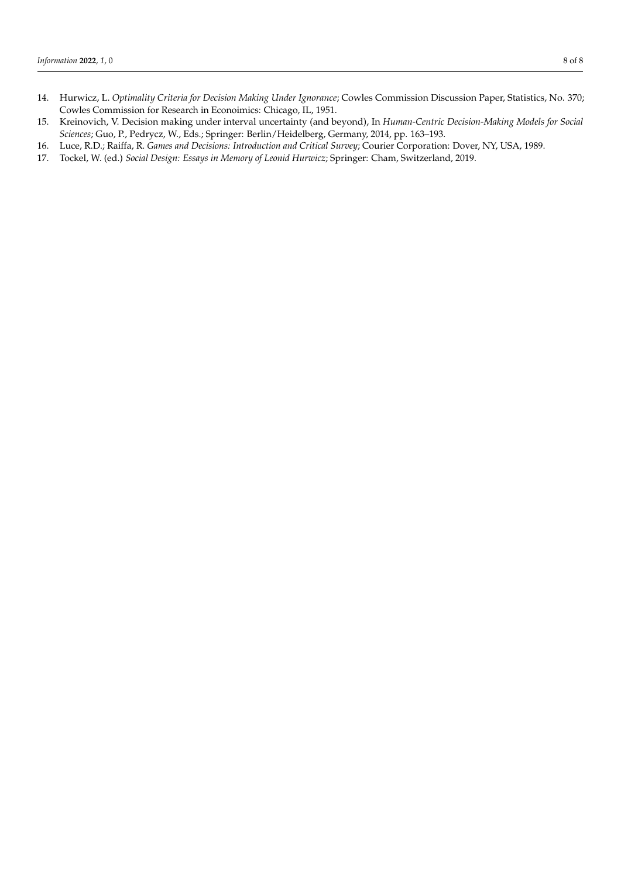14. Hurwicz, L. *Optimality Criteria for Decision Making Under Ignorance*; Cowles Commission Discussion Paper, Statistics, No. 370; Cowles Commission for Research in Econoimics: Chicago, IL, 1951.
15. Kreinovich, V. Decision making under interval uncertainty (and beyond), In *Human-Centric Decision-Making Models for Social Sciences*; Guo, P., Pedrycz, W., Eds.; Springer: Berlin/Heidelberg, Germany, 2014, pp. 163–193.
16. Luce, R.D.; Raiffa, R. *Games and Decisions: Introduction and Critical Survey*; Courier Corporation: Dover, NY, USA, 1989.
17. Tockel, W. (ed.) *Social Design: Essays in Memory of Leonid Hurwicz*; Springer: Cham, Switzerland, 2019.